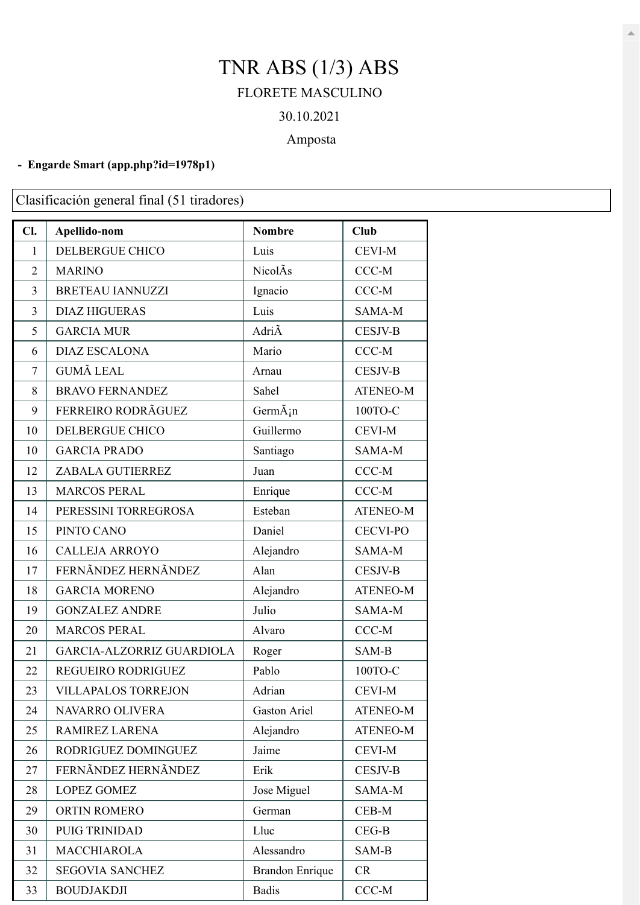# TNR ABS (1/3) ABS

FLORETE MASCULINO

30.10.2021

Amposta

- **Engarde Smart (app.php?id=1978p1)**

Clasificación general final (51 tiradores)

| Cl. | Apellido-nom | Nombre | Club |
|---|---|---|---|
| 1 | DELBERGUE CHICO | Luis | CEVI-M |
| 2 | MARINO | NicolÃs | CCC-M |
| 3 | BRETEAU IANNUZZI | Ignacio | CCC-M |
| 3 | DIAZ HIGUERAS | Luis | SAMA-M |
| 5 | GARCIA MUR | AdriÃ | CESJV-B |
| 6 | DIAZ ESCALONA | Mario | CCC-M |
| 7 | GUMÃ LEAL | Arnau | CESJV-B |
| 8 | BRAVO FERNANDEZ | Sahel | ATENEO-M |
| 9 | FERREIRO RODRÃGUEZ | GermÃ¡n | 100TO-C |
| 10 | DELBERGUE CHICO | Guillermo | CEVI-M |
| 10 | GARCIA PRADO | Santiago | SAMA-M |
| 12 | ZABALA GUTIERREZ | Juan | CCC-M |
| 13 | MARCOS PERAL | Enrique | CCC-M |
| 14 | PERESSINI TORREGROSA | Esteban | ATENEO-M |
| 15 | PINTO CANO | Daniel | CECVI-PO |
| 16 | CALLEJA ARROYO | Alejandro | SAMA-M |
| 17 | FERNÃNDEZ HERNÃNDEZ | Alan | CESJV-B |
| 18 | GARCIA MORENO | Alejandro | ATENEO-M |
| 19 | GONZALEZ ANDRE | Julio | SAMA-M |
| 20 | MARCOS PERAL | Alvaro | CCC-M |
| 21 | GARCIA-ALZORRIZ GUARDIOLA | Roger | SAM-B |
| 22 | REGUEIRO RODRIGUEZ | Pablo | 100TO-C |
| 23 | VILLAPALOS TORREJON | Adrian | CEVI-M |
| 24 | NAVARRO OLIVERA | Gaston Ariel | ATENEO-M |
| 25 | RAMIREZ LARENA | Alejandro | ATENEO-M |
| 26 | RODRIGUEZ DOMINGUEZ | Jaime | CEVI-M |
| 27 | FERNÃNDEZ HERNÃNDEZ | Erik | CESJV-B |
| 28 | LOPEZ GOMEZ | Jose Miguel | SAMA-M |
| 29 | ORTIN ROMERO | German | CEB-M |
| 30 | PUIG TRINIDAD | Lluc | CEG-B |
| 31 | MACCHIAROLA | Alessandro | SAM-B |
| 32 | SEGOVIA SANCHEZ | Brandon Enrique | CR |
| 33 | BOUDJAKDJI | Badis | CCC-M |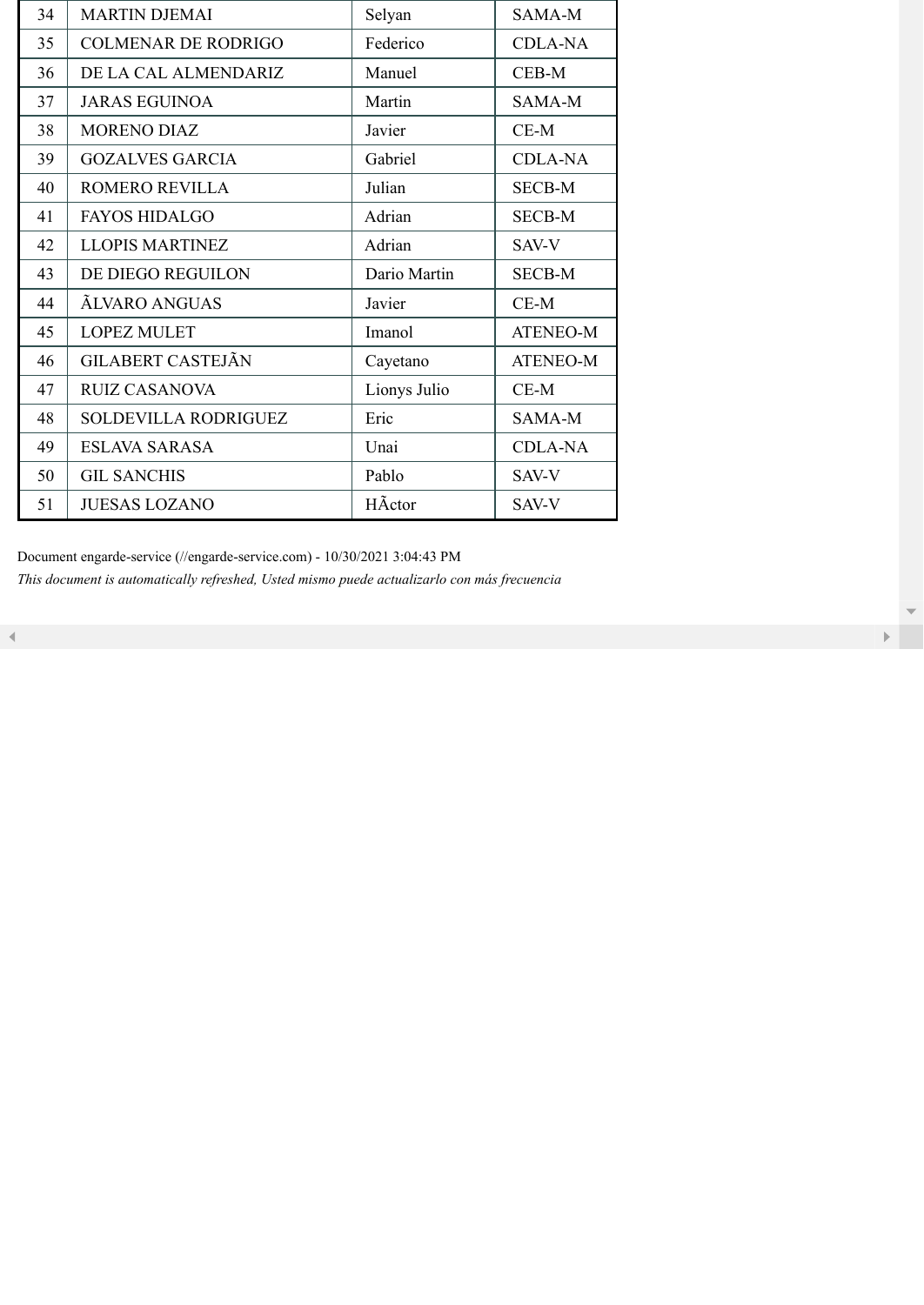| | | | |
|---|---|---|---|
| 34 | MARTIN DJEMAI | Selyan | SAMA-M |
| 35 | COLMENAR DE RODRIGO | Federico | CDLA-NA |
| 36 | DE LA CAL ALMENDARIZ | Manuel | CEB-M |
| 37 | JARAS EGUINOA | Martin | SAMA-M |
| 38 | MORENO DIAZ | Javier | CE-M |
| 39 | GOZALVES GARCIA | Gabriel | CDLA-NA |
| 40 | ROMERO REVILLA | Julian | SECB-M |
| 41 | FAYOS HIDALGO | Adrian | SECB-M |
| 42 | LLOPIS MARTINEZ | Adrian | SAV-V |
| 43 | DE DIEGO REGUILON | Dario Martin | SECB-M |
| 44 | ÃLVARO ANGUAS | Javier | CE-M |
| 45 | LOPEZ MULET | Imanol | ATENEO-M |
| 46 | GILABERT CASTEJÃN | Cayetano | ATENEO-M |
| 47 | RUIZ CASANOVA | Lionys Julio | CE-M |
| 48 | SOLDEVILLA RODRIGUEZ | Eric | SAMA-M |
| 49 | ESLAVA SARASA | Unai | CDLA-NA |
| 50 | GIL SANCHIS | Pablo | SAV-V |
| 51 | JUESAS LOZANO | HÃctor | SAV-V |

Document engarde-service (//engarde-service.com) - 10/30/2021 3:04:43 PM

*This document is automatically refreshed, Usted mismo puede actualizarlo con más frecuencia*